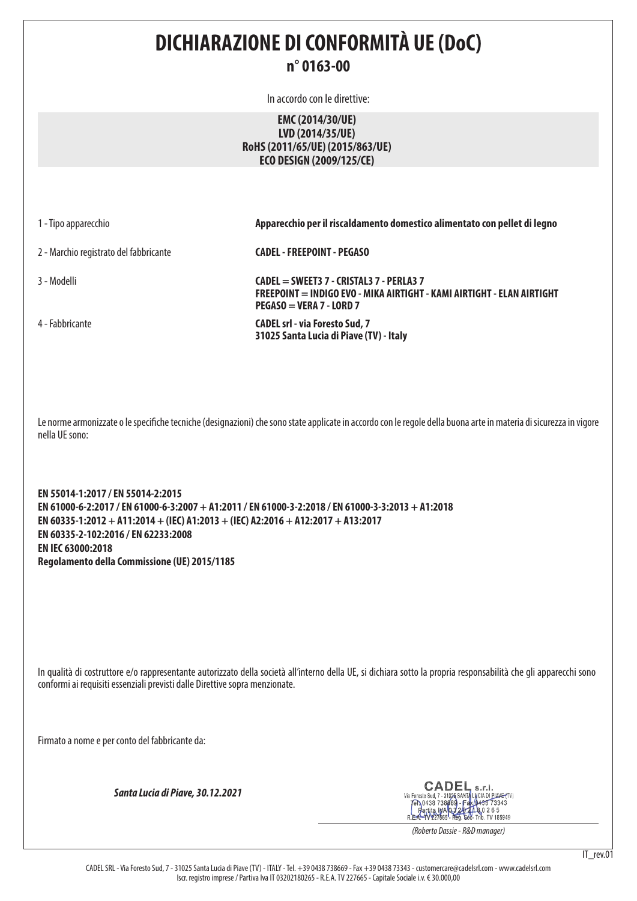# DICHIARAZIONE DI CONFORMITÀ UE (DoC)

## n° 0163-00

In accordo con le direttive:

**EMC (2014/30/UE)**
**LVD (2014/35/UE)**
**RoHS (2011/65/UE) (2015/863/UE)**
**ECO DESIGN (2009/125/CE)**

| | |
|---|---|
| 1 - Tipo apparecchio | **Apparecchio per il riscaldamento domestico alimentato con pellet di legno** |
| 2 - Marchio registrato del fabbricante | **CADEL - FREEPOINT - PEGASO** |
| 3 - Modelli | **CADEL = SWEET3 7 - CRISTAL3 7 - PERLA3 7**<br>**FREEPOINT = INDIGO EVO - MIKA AIRTIGHT - KAMI AIRTIGHT - ELAN AIRTIGHT**<br>**PEGASO = VERA 7 - LORD 7** |
| 4 - Fabbricante | **CADEL srl - via Foresto Sud, 7**<br>**31025 Santa Lucia di Piave (TV) - Italy** |

Le norme armonizzate o le specifiche tecniche (designazioni) che sono state applicate in accordo con le regole della buona arte in materia di sicurezza in vigore nella UE sono:

**EN 55014-1:2017 / EN 55014-2:2015**
**EN 61000-6-2:2017 / EN 61000-6-3:2007 + A1:2011 / EN 61000-3-2:2018 / EN 61000-3-3:2013 + A1:2018**
**EN 60335-1:2012 + A11:2014 + (IEC) A1:2013 + (IEC) A2:2016 + A12:2017 + A13:2017**
**EN 60335-2-102:2016 / EN 62233:2008**
**EN IEC 63000:2018**
**Regolamento della Commissione (UE) 2015/1185**

In qualità di costruttore e/o rappresentante autorizzato della società all'interno della UE, si dichiara sotto la propria responsabilità che gli apparecchi sono conformi ai requisiti essenziali previsti dalle Direttive sopra menzionate.

Firmato a nome e per conto del fabbricante da:

***Santa Lucia di Piave, 30.12.2021***

CADEL s.r.l.
Via Foresto Sud, 7 - 31025 SANTA LUCIA DI PIAVE (TV)
Tel. 0438 738669 - Fax 0438 73343
Partita IVA 03202180265
R.E.A. TV 227665 - Reg. Soc. Trib. TV 185949

*(Roberto Dassie - R&D manager)*

IT_rev.01

CADEL SRL - Via Foresto Sud, 7 - 31025 Santa Lucia di Piave (TV) - ITALY - Tel. +39 0438 738669 - Fax +39 0438 73343 - customercare@cadelsrl.com - www.cadelsrl.com
Iscr. registro imprese / Partiva Iva IT 03202180265 - R.E.A. TV 227665 - Capitale Sociale i.v. € 30.000,00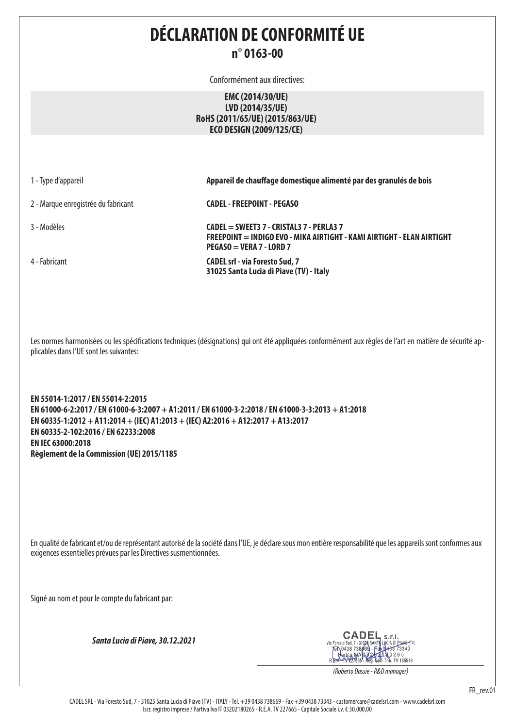# DÉCLARATION DE CONFORMITÉ UE

## n° 0163-00

Conformément aux directives:

**EMC (2014/30/UE)**
**LVD (2014/35/UE)**
**RoHS (2011/65/UE) (2015/863/UE)**
**ECO DESIGN (2009/125/CE)**

| | |
|---|---|
| 1 - Type d'appareil | **Appareil de chauffage domestique alimenté par des granulés de bois** |
| 2 - Marque enregistrée du fabricant | **CADEL - FREEPOINT - PEGASO** |
| 3 - Modèles | **CADEL = SWEET3 7 - CRISTAL3 7 - PERLA3 7**<br>**FREEPOINT = INDIGO EVO - MIKA AIRTIGHT - KAMI AIRTIGHT - ELAN AIRTIGHT**<br>**PEGASO = VERA 7 - LORD 7** |
| 4 - Fabricant | **CADEL srl - via Foresto Sud, 7**<br>**31025 Santa Lucia di Piave (TV) - Italy** |

Les normes harmonisées ou les spécifications techniques (désignations) qui ont été appliquées conformément aux règles de l'art en matière de sécurité applicables dans l'UE sont les suivantes:

**EN 55014-1:2017 / EN 55014-2:2015**
**EN 61000-6-2:2017 / EN 61000-6-3:2007 + A1:2011 / EN 61000-3-2:2018 / EN 61000-3-3:2013 + A1:2018**
**EN 60335-1:2012 + A11:2014 + (IEC) A1:2013 + (IEC) A2:2016 + A12:2017 + A13:2017**
**EN 60335-2-102:2016 / EN 62233:2008**
**EN IEC 63000:2018**
**Règlement de la Commission (UE) 2015/1185**

En qualité de fabricant et/ou de représentant autorisé de la société dans l'UE, je déclare sous mon entière responsabilité que les appareils sont conformes aux exigences essentielles prévues par les Directives susmentionnées.

Signé au nom et pour le compte du fabricant par:

***Santa Lucia di Piave, 30.12.2021***

CADEL s.r.l.
Via Foresto Sud, 7 - 31025 SANTA LUCIA DI PIAVE (TV)
Tel. 0438 738669 - Fax 0438 73343
Partita IVA 03202180265
R.E.A. TV 227665 - Reg. Soc. Trib. TV 185949

*(Roberto Dassie - R&D manager)*

FR_rev.01

CADEL SRL - Via Foresto Sud, 7 - 31025 Santa Lucia di Piave (TV) - ITALY - Tel. +39 0438 738669 - Fax +39 0438 73343 - customercare@cadelsrl.com - www.cadelsrl.com
Iscr. registro imprese / Partiva Iva IT 03202180265 - R.E.A. TV 227665 - Capitale Sociale i.v. € 30.000,00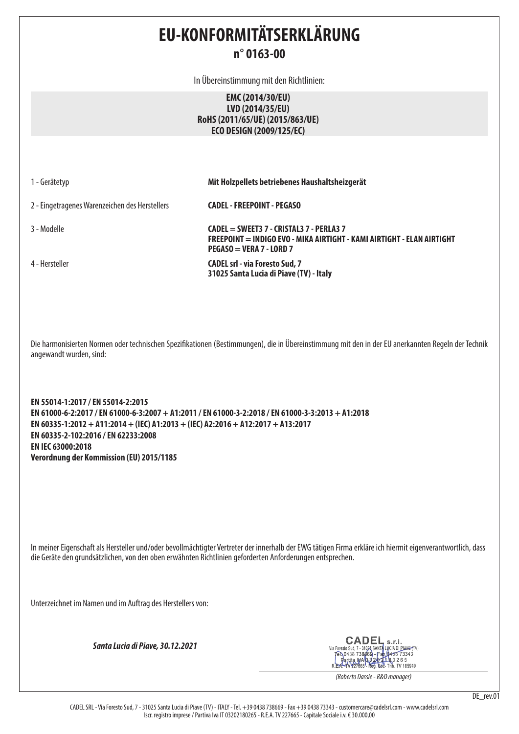# EU-KONFORMITÄTSERKLÄRUNG

## n° 0163-00

In Übereinstimmung mit den Richtlinien:

**EMC (2014/30/EU)**
**LVD (2014/35/EU)**
**RoHS (2011/65/UE) (2015/863/UE)**
**ECO DESIGN (2009/125/EC)**

| | |
|---|---|
| 1 - Gerätetyp | **Mit Holzpellets betriebenes Haushaltsheizgerät** |
| 2 - Eingetragenes Warenzeichen des Herstellers | **CADEL - FREEPOINT - PEGASO** |
| 3 - Modelle | **CADEL = SWEET3 7 - CRISTAL3 7 - PERLA3 7**<br>**FREEPOINT = INDIGO EVO - MIKA AIRTIGHT - KAMI AIRTIGHT - ELAN AIRTIGHT**<br>**PEGASO = VERA 7 - LORD 7** |
| 4 - Hersteller | **CADEL srl - via Foresto Sud, 7**<br>**31025 Santa Lucia di Piave (TV) - Italy** |

Die harmonisierten Normen oder technischen Spezifikationen (Bestimmungen), die in Übereinstimmung mit den in der EU anerkannten Regeln der Technik angewandt wurden, sind:

**EN 55014-1:2017 / EN 55014-2:2015**
**EN 61000-6-2:2017 / EN 61000-6-3:2007 + A1:2011 / EN 61000-3-2:2018 / EN 61000-3-3:2013 + A1:2018**
**EN 60335-1:2012 + A11:2014 + (IEC) A1:2013 + (IEC) A2:2016 + A12:2017 + A13:2017**
**EN 60335-2-102:2016 / EN 62233:2008**
**EN IEC 63000:2018**
**Verordnung der Kommission (EU) 2015/1185**

In meiner Eigenschaft als Hersteller und/oder bevollmächtigter Vertreter der innerhalb der EWG tätigen Firma erkläre ich hiermit eigenverantwortlich, dass die Geräte den grundsätzlichen, von den oben erwähnten Richtlinien geforderten Anforderungen entsprechen.

Unterzeichnet im Namen und im Auftrag des Herstellers von:

***Santa Lucia di Piave, 30.12.2021***

CADEL s.r.l.
Via Foresto Sud, 7 - 31025 SANTA LUCIA DI PIAVE (TV)
Tel. 0438 738669 - Fax 0438 73343
Partita IVA 03202180265
R.E.A. TV 227665 - Reg. Soc. Trib. TV 185949

*(Roberto Dassie - R&D manager)*

DE_rev.01

CADEL SRL - Via Foresto Sud, 7 - 31025 Santa Lucia di Piave (TV) - ITALY - Tel. +39 0438 738669 - Fax +39 0438 73343 - customercare@cadelsrl.com - www.cadelsrl.com
Iscr. registro imprese / Partiva Iva IT 03202180265 - R.E.A. TV 227665 - Capitale Sociale i.v. € 30.000,00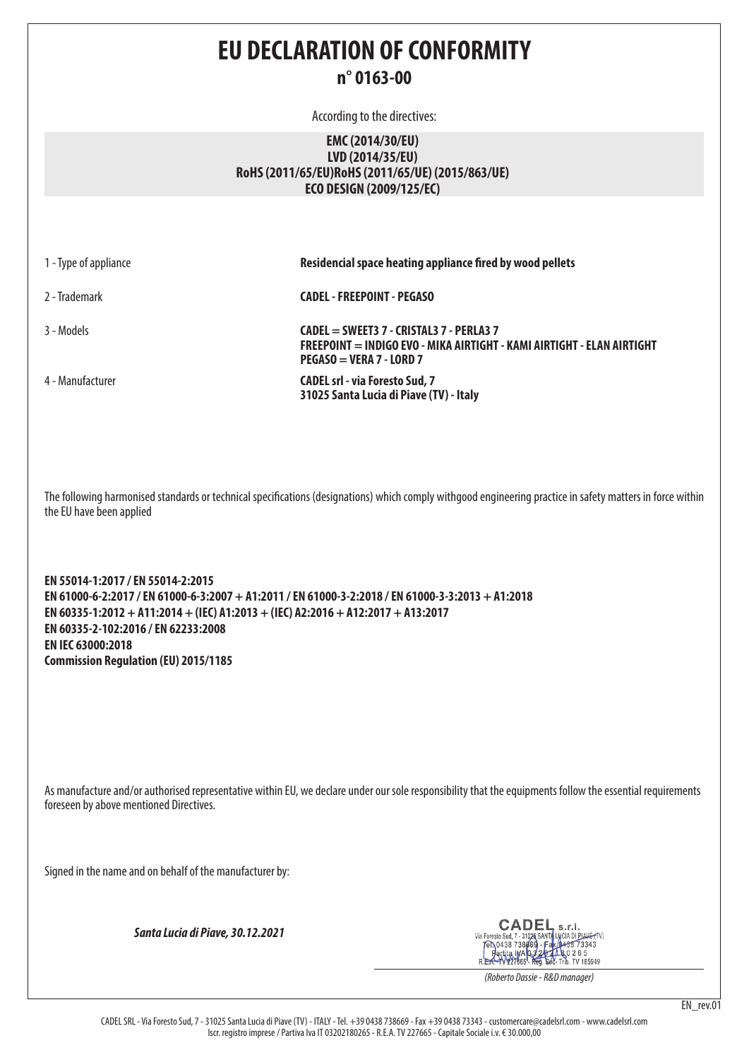# EU DECLARATION OF CONFORMITY

## n° 0163-00

According to the directives:

**EMC (2014/30/EU)**
**LVD (2014/35/EU)**
**RoHS (2011/65/EU)RoHS (2011/65/UE) (2015/863/UE)**
**ECO DESIGN (2009/125/EC)**

| | |
|---|---|
| 1 - Type of appliance | **Residencial space heating appliance fired by wood pellets** |
| 2 - Trademark | **CADEL - FREEPOINT - PEGASO** |
| 3 - Models | **CADEL = SWEET3 7 - CRISTAL3 7 - PERLA3 7**<br>**FREEPOINT = INDIGO EVO - MIKA AIRTIGHT - KAMI AIRTIGHT - ELAN AIRTIGHT**<br>**PEGASO = VERA 7 - LORD 7** |
| 4 - Manufacturer | **CADEL srl - via Foresto Sud, 7**<br>**31025 Santa Lucia di Piave (TV) - Italy** |

The following harmonised standards or technical specifications (designations) which comply withgood engineering practice in safety matters in force within the EU have been applied

**EN 55014-1:2017 / EN 55014-2:2015**
**EN 61000-6-2:2017 / EN 61000-6-3:2007 + A1:2011 / EN 61000-3-2:2018 / EN 61000-3-3:2013 + A1:2018**
**EN 60335-1:2012 + A11:2014 + (IEC) A1:2013 + (IEC) A2:2016 + A12:2017 + A13:2017**
**EN 60335-2-102:2016 / EN 62233:2008**
**EN IEC 63000:2018**
**Commission Regulation (EU) 2015/1185**

As manufacture and/or authorised representative within EU, we declare under our sole responsibility that the equipments follow the essential requirements foreseen by above mentioned Directives.

Signed in the name and on behalf of the manufacturer by:

***Santa Lucia di Piave, 30.12.2021***

CADEL s.r.l.
Via Foresto Sud, 7 - 31025 SANTA LUCIA DI PIAVE (TV)
Tel. 0438 738669 - Fax 0438 73343
Partita IVA 03202180265
R.E.A. TV 227665 - Reg. Soc. Trib. TV 185949

*(Roberto Dassie - R&D manager)*

EN_rev.01

CADEL SRL - Via Foresto Sud, 7 - 31025 Santa Lucia di Piave (TV) - ITALY - Tel. +39 0438 738669 - Fax +39 0438 73343 - customercare@cadelsrl.com - www.cadelsrl.com
Iscr. registro imprese / Partiva Iva IT 03202180265 - R.E.A. TV 227665 - Capitale Sociale i.v. € 30.000,00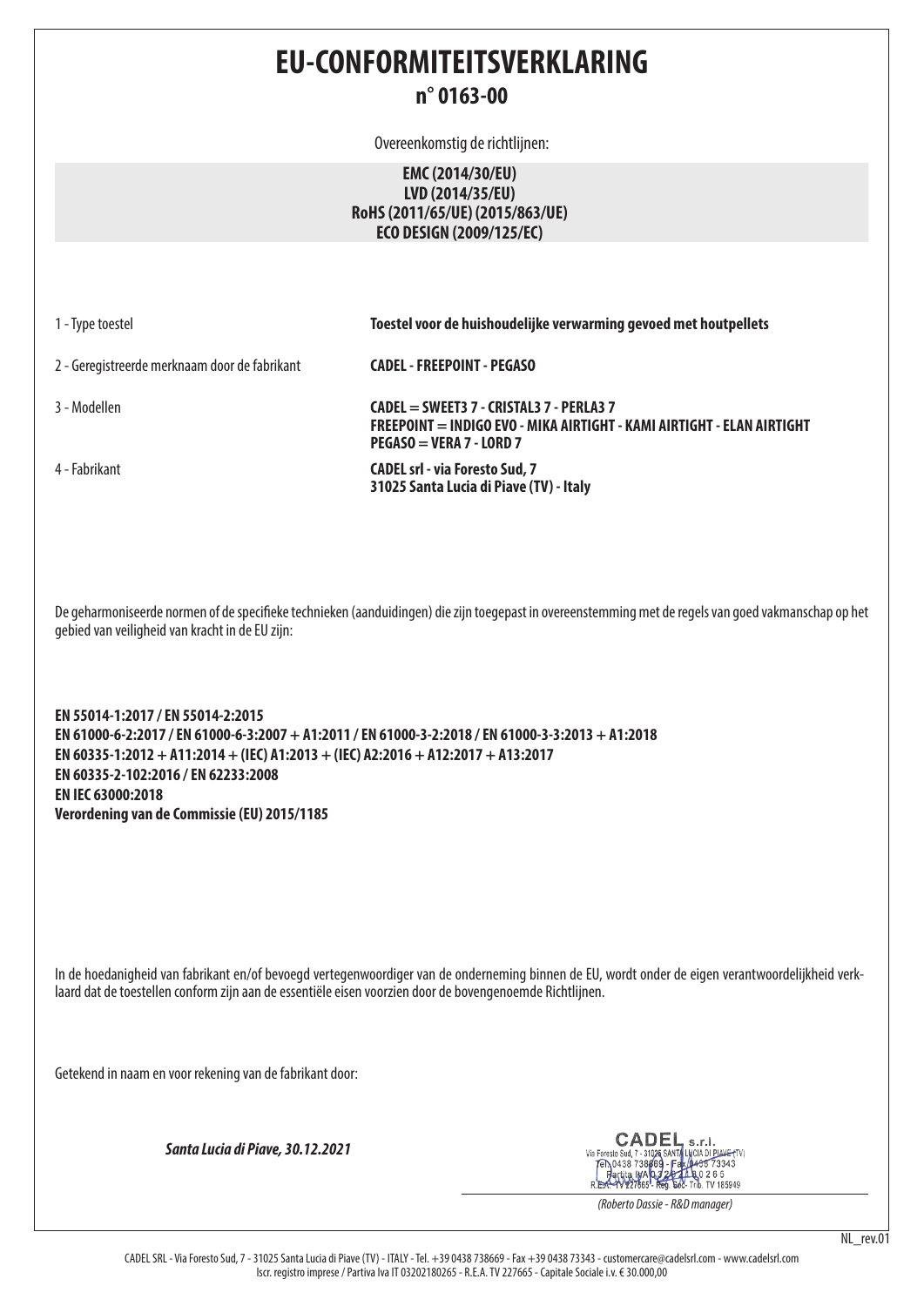# EU-CONFORMITEITSVERKLARING

## n° 0163-00

Overeenkomstig de richtlijnen:

**EMC (2014/30/EU)**
**LVD (2014/35/EU)**
**RoHS (2011/65/UE) (2015/863/UE)**
**ECO DESIGN (2009/125/EC)**

| | |
|---|---|
| 1 - Type toestel | **Toestel voor de huishoudelijke verwarming gevoed met houtpellets** |
| 2 - Geregistreerde merknaam door de fabrikant | **CADEL - FREEPOINT - PEGASO** |
| 3 - Modellen | **CADEL = SWEET3 7 - CRISTAL3 7 - PERLA3 7**<br>**FREEPOINT = INDIGO EVO - MIKA AIRTIGHT - KAMI AIRTIGHT - ELAN AIRTIGHT**<br>**PEGASO = VERA 7 - LORD 7** |
| 4 - Fabrikant | **CADEL srl - via Foresto Sud, 7**<br>**31025 Santa Lucia di Piave (TV) - Italy** |

De geharmoniseerde normen of de specifieke technieken (aanduidingen) die zijn toegepast in overeenstemming met de regels van goed vakmanschap op het gebied van veiligheid van kracht in de EU zijn:

**EN 55014-1:2017 / EN 55014-2:2015**
**EN 61000-6-2:2017 / EN 61000-6-3:2007 + A1:2011 / EN 61000-3-2:2018 / EN 61000-3-3:2013 + A1:2018**
**EN 60335-1:2012 + A11:2014 + (IEC) A1:2013 + (IEC) A2:2016 + A12:2017 + A13:2017**
**EN 60335-2-102:2016 / EN 62233:2008**
**EN IEC 63000:2018**
**Verordening van de Commissie (EU) 2015/1185**

In de hoedanigheid van fabrikant en/of bevoegd vertegenwoordiger van de onderneming binnen de EU, wordt onder de eigen verantwoordelijkheid verklaard dat de toestellen conform zijn aan de essentiële eisen voorzien door de bovengenoemde Richtlijnen.

Getekend in naam en voor rekening van de fabrikant door:

***Santa Lucia di Piave, 30.12.2021***

CADEL s.r.l.
Via Foresto Sud, 7 - 31025 SANTA LUCIA DI PIAVE (TV)
Tel. 0438 738669 - Fax 0438 73343
Partita IVA 03202180265
R.E.A. TV 227665 - Reg. Soc. Trib. TV 185949

*(Roberto Dassie - R&D manager)*

NL_rev.01

CADEL SRL - Via Foresto Sud, 7 - 31025 Santa Lucia di Piave (TV) - ITALY - Tel. +39 0438 738669 - Fax +39 0438 73343 - customercare@cadelsrl.com - www.cadelsrl.com
Iscr. registro imprese / Partiva Iva IT 03202180265 - R.E.A. TV 227665 - Capitale Sociale i.v. € 30.000,00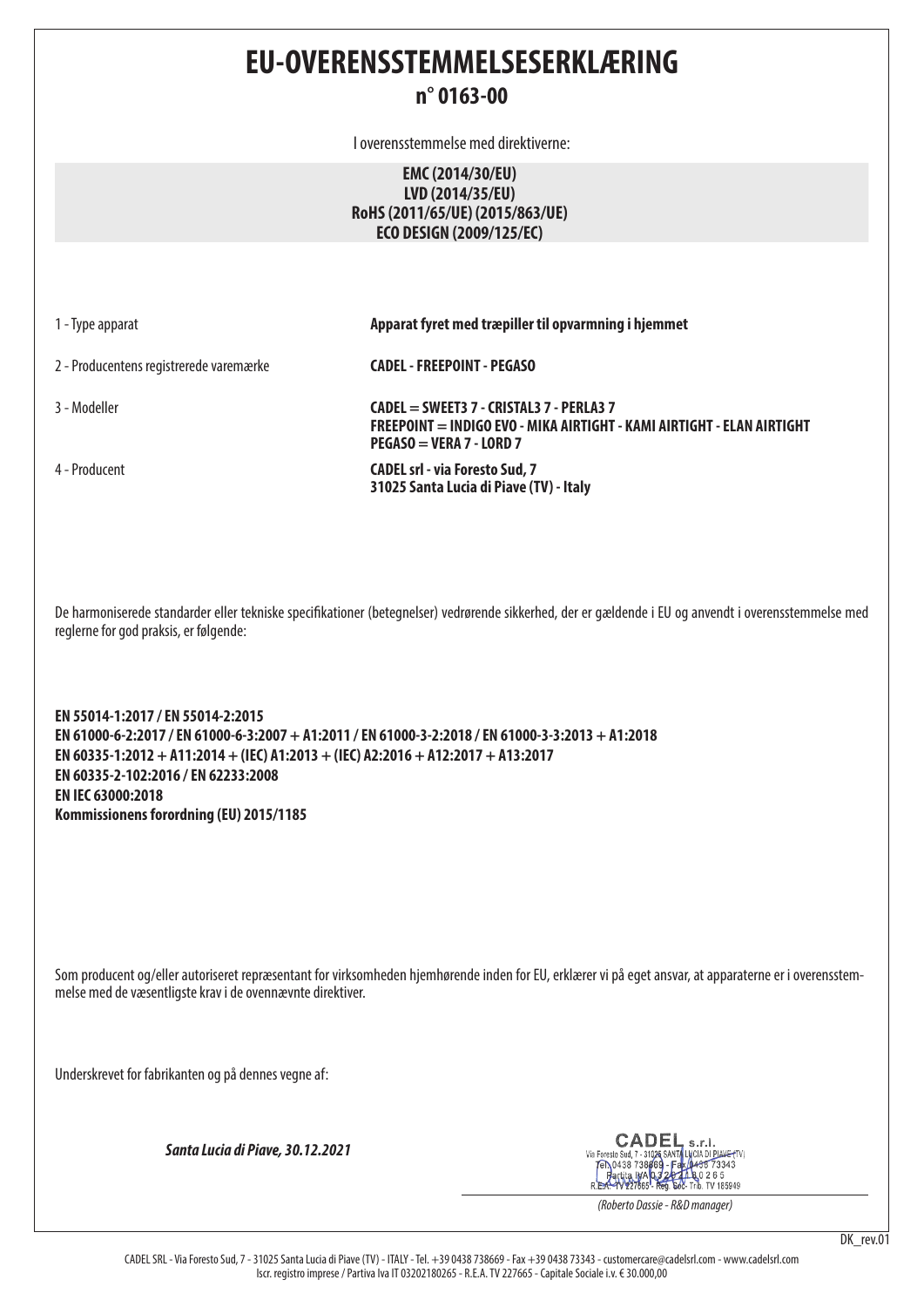# EU-OVERENSSTEMMELSESERKLÆRING

## n° 0163-00

I overensstemmelse med direktiverne:

**EMC (2014/30/EU)**
**LVD (2014/35/EU)**
**RoHS (2011/65/UE) (2015/863/UE)**
**ECO DESIGN (2009/125/EC)**

| | |
|---|---|
| 1 - Type apparat | **Apparat fyret med træpiller til opvarmning i hjemmet** |
| 2 - Producentens registrerede varemærke | **CADEL - FREEPOINT - PEGASO** |
| 3 - Modeller | **CADEL = SWEET3 7 - CRISTAL3 7 - PERLA3 7**<br>**FREEPOINT = INDIGO EVO - MIKA AIRTIGHT - KAMI AIRTIGHT - ELAN AIRTIGHT**<br>**PEGASO = VERA 7 - LORD 7** |
| 4 - Producent | **CADEL srl - via Foresto Sud, 7**<br>**31025 Santa Lucia di Piave (TV) - Italy** |

De harmoniserede standarder eller tekniske specifikationer (betegnelser) vedrørende sikkerhed, der er gældende i EU og anvendt i overensstemmelse med reglerne for god praksis, er følgende:

**EN 55014-1:2017 / EN 55014-2:2015**
**EN 61000-6-2:2017 / EN 61000-6-3:2007 + A1:2011 / EN 61000-3-2:2018 / EN 61000-3-3:2013 + A1:2018**
**EN 60335-1:2012 + A11:2014 + (IEC) A1:2013 + (IEC) A2:2016 + A12:2017 + A13:2017**
**EN 60335-2-102:2016 / EN 62233:2008**
**EN IEC 63000:2018**
**Kommissionens forordning (EU) 2015/1185**

Som producent og/eller autoriseret repræsentant for virksomheden hjemhørende inden for EU, erklærer vi på eget ansvar, at apparaterne er i overensstemmelse med de væsentligste krav i de ovennævnte direktiver.

Underskrevet for fabrikanten og på dennes vegne af:

***Santa Lucia di Piave, 30.12.2021***

CADEL s.r.l.
Via Foresto Sud, 7 - 31025 SANTA LUCIA DI PIAVE (TV)
Tel. 0438 738669 - Fax 0438 73343
Partita IVA 03202180265
R.E.A. TV 227665 - Reg. Soc. Trib. TV 185949

*(Roberto Dassie - R&D manager)*

DK_rev.01

CADEL SRL - Via Foresto Sud, 7 - 31025 Santa Lucia di Piave (TV) - ITALY - Tel. +39 0438 738669 - Fax +39 0438 73343 - customercare@cadelsrl.com - www.cadelsrl.com
Iscr. registro imprese / Partiva Iva IT 03202180265 - R.E.A. TV 227665 - Capitale Sociale i.v. € 30.000,00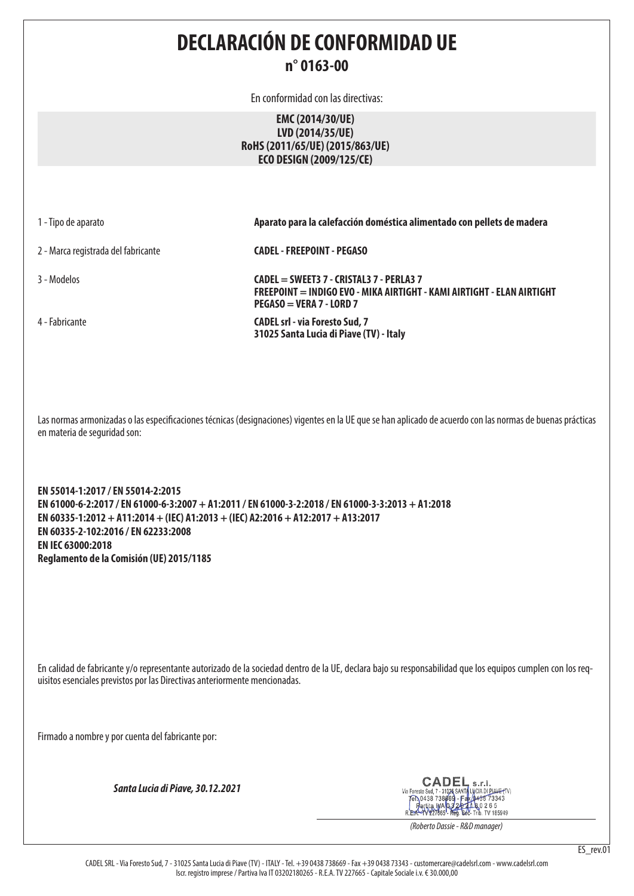# DECLARACIÓN DE CONFORMIDAD UE

## n° 0163-00

En conformidad con las directivas:

**EMC (2014/30/UE)**
**LVD (2014/35/UE)**
**RoHS (2011/65/UE) (2015/863/UE)**
**ECO DESIGN (2009/125/CE)**

| | |
|---|---|
| 1 - Tipo de aparato | **Aparato para la calefacción doméstica alimentado con pellets de madera** |
| 2 - Marca registrada del fabricante | **CADEL - FREEPOINT - PEGASO** |
| 3 - Modelos | **CADEL = SWEET3 7 - CRISTAL3 7 - PERLA3 7**<br>**FREEPOINT = INDIGO EVO - MIKA AIRTIGHT - KAMI AIRTIGHT - ELAN AIRTIGHT**<br>**PEGASO = VERA 7 - LORD 7** |
| 4 - Fabricante | **CADEL srl - via Foresto Sud, 7**<br>**31025 Santa Lucia di Piave (TV) - Italy** |

Las normas armonizadas o las especificaciones técnicas (designaciones) vigentes en la UE que se han aplicado de acuerdo con las normas de buenas prácticas en materia de seguridad son:

**EN 55014-1:2017 / EN 55014-2:2015**
**EN 61000-6-2:2017 / EN 61000-6-3:2007 + A1:2011 / EN 61000-3-2:2018 / EN 61000-3-3:2013 + A1:2018**
**EN 60335-1:2012 + A11:2014 + (IEC) A1:2013 + (IEC) A2:2016 + A12:2017 + A13:2017**
**EN 60335-2-102:2016 / EN 62233:2008**
**EN IEC 63000:2018**
**Reglamento de la Comisión (UE) 2015/1185**

En calidad de fabricante y/o representante autorizado de la sociedad dentro de la UE, declara bajo su responsabilidad que los equipos cumplen con los requisitos esenciales previstos por las Directivas anteriormente mencionadas.

Firmado a nombre y por cuenta del fabricante por:

***Santa Lucia di Piave, 30.12.2021***

CADEL s.r.l.
Via Foresto Sud, 7 - 31025 SANTA LUCIA DI PIAVE (TV)
Tel. 0438 738669 - Fax 0438 73343
Partita IVA 03202180265
R.E.A. TV 227665 - Reg. Soc. Trib. TV 185949

*(Roberto Dassie - R&D manager)*

ES_rev.01

CADEL SRL - Via Foresto Sud, 7 - 31025 Santa Lucia di Piave (TV) - ITALY - Tel. +39 0438 738669 - Fax +39 0438 73343 - customercare@cadelsrl.com - www.cadelsrl.com
Iscr. registro imprese / Partiva Iva IT 03202180265 - R.E.A. TV 227665 - Capitale Sociale i.v. € 30.000,00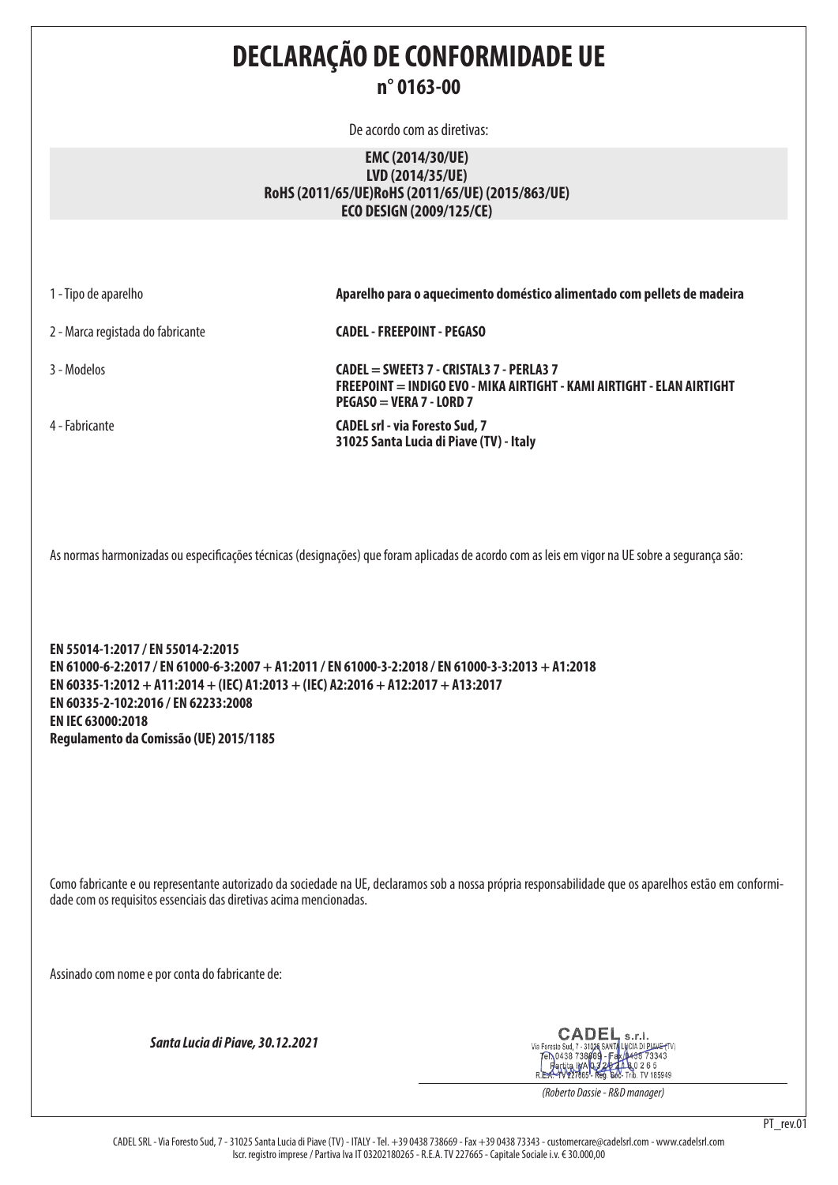# DECLARAÇÃO DE CONFORMIDADE UE

## n° 0163-00

De acordo com as diretivas:

**EMC (2014/30/UE)**
**LVD (2014/35/UE)**
**RoHS (2011/65/UE)RoHS (2011/65/UE) (2015/863/UE)**
**ECO DESIGN (2009/125/CE)**

| | |
|---|---|
| 1 - Tipo de aparelho | **Aparelho para o aquecimento doméstico alimentado com pellets de madeira** |
| 2 - Marca registada do fabricante | **CADEL - FREEPOINT - PEGASO** |
| 3 - Modelos | **CADEL = SWEET3 7 - CRISTAL3 7 - PERLA3 7**<br>**FREEPOINT = INDIGO EVO - MIKA AIRTIGHT - KAMI AIRTIGHT - ELAN AIRTIGHT**<br>**PEGASO = VERA 7 - LORD 7** |
| 4 - Fabricante | **CADEL srl - via Foresto Sud, 7**<br>**31025 Santa Lucia di Piave (TV) - Italy** |

As normas harmonizadas ou especificações técnicas (designações) que foram aplicadas de acordo com as leis em vigor na UE sobre a segurança são:

**EN 55014-1:2017 / EN 55014-2:2015**
**EN 61000-6-2:2017 / EN 61000-6-3:2007 + A1:2011 / EN 61000-3-2:2018 / EN 61000-3-3:2013 + A1:2018**
**EN 60335-1:2012 + A11:2014 + (IEC) A1:2013 + (IEC) A2:2016 + A12:2017 + A13:2017**
**EN 60335-2-102:2016 / EN 62233:2008**
**EN IEC 63000:2018**
**Regulamento da Comissão (UE) 2015/1185**

Como fabricante e ou representante autorizado da sociedade na UE, declaramos sob a nossa própria responsabilidade que os aparelhos estão em conformidade com os requisitos essenciais das diretivas acima mencionadas.

Assinado com nome e por conta do fabricante de:

***Santa Lucia di Piave, 30.12.2021***

CADEL s.r.l.
Via Foresto Sud, 7 - 31025 SANTA LUCIA DI PIAVE (TV)
Tel. 0438 738669 - Fax 0438 73343
Partita IVA 03202180265
R.E.A. TV 227665 - Reg. Soc. Trib. TV 185949

*(Roberto Dassie - R&D manager)*

PT_rev.01

CADEL SRL - Via Foresto Sud, 7 - 31025 Santa Lucia di Piave (TV) - ITALY - Tel. +39 0438 738669 - Fax +39 0438 73343 - customercare@cadelsrl.com - www.cadelsrl.com
Iscr. registro imprese / Partiva Iva IT 03202180265 - R.E.A. TV 227665 - Capitale Sociale i.v. € 30.000,00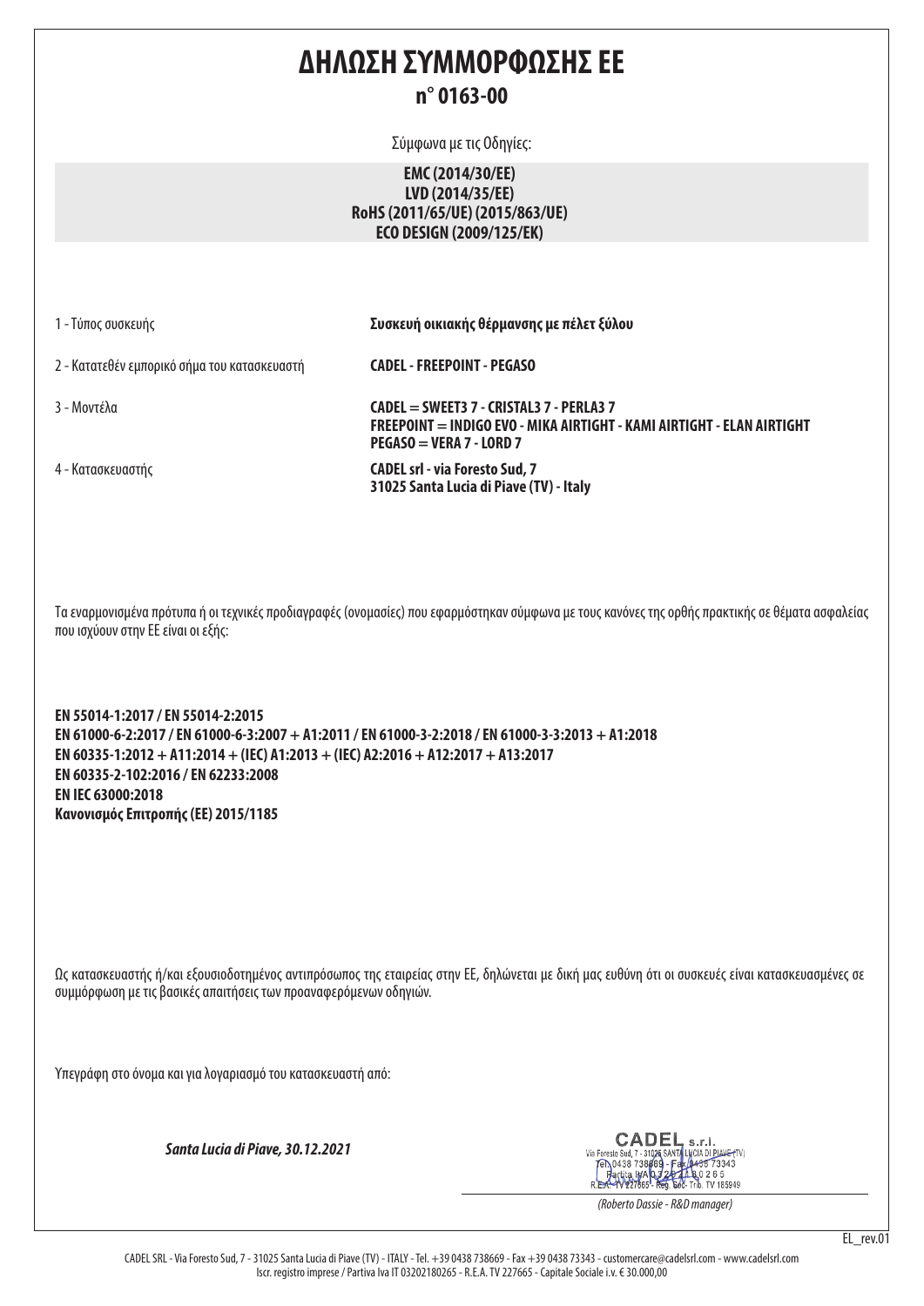# ΔΗΛΩΣΗ ΣΥΜΜΟΡΦΩΣΗΣ ΕΕ

## n° 0163-00

Σύμφωνα με τις Οδηγίες:

**EMC (2014/30/EE)**
**LVD (2014/35/EE)**
**RoHS (2011/65/UE) (2015/863/UE)**
**ECO DESIGN (2009/125/EK)**

| | |
|---|---|
| 1 - Τύπος συσκευής | ***Συσκευή οικιακής θέρμανσης με πέλετ ξύλου*** |
| 2 - Κατατεθέν εμπορικό σήμα του κατασκευαστή | **CADEL - FREEPOINT - PEGASO** |
| 3 - Μοντέλα | **CADEL = SWEET3 7 - CRISTAL3 7 - PERLA3 7**<br>**FREEPOINT = INDIGO EVO - MIKA AIRTIGHT - KAMI AIRTIGHT - ELAN AIRTIGHT**<br>**PEGASO = VERA 7 - LORD 7** |
| 4 - Κατασκευαστής | **CADEL srl - via Foresto Sud, 7**<br>**31025 Santa Lucia di Piave (TV) - Italy** |

Τα εναρμονισμένα πρότυπα ή οι τεχνικές προδιαγραφές (ονομασίες) που εφαρμόστηκαν σύμφωνα με τους κανόνες της ορθής πρακτικής σε θέματα ασφαλείας που ισχύουν στην ΕΕ είναι οι εξής:

**EN 55014-1:2017 / EN 55014-2:2015**
**EN 61000-6-2:2017 / EN 61000-6-3:2007 + A1:2011 / EN 61000-3-2:2018 / EN 61000-3-3:2013 + A1:2018**
**EN 60335-1:2012 + A11:2014 + (IEC) A1:2013 + (IEC) A2:2016 + A12:2017 + A13:2017**
**EN 60335-2-102:2016 / EN 62233:2008**
**EN IEC 63000:2018**
**Κανονισμός Επιτροπής (ΕΕ) 2015/1185**

Ως κατασκευαστής ή/και εξουσιοδοτημένος αντιπρόσωπος της εταιρείας στην ΕΕ, δηλώνεται με δική μας ευθύνη ότι οι συσκευές είναι κατασκευασμένες σε συμμόρφωση με τις βασικές απαιτήσεις των προαναφερόμενων οδηγιών.

Υπεγράφη στο όνομα και για λογαριασμό του κατασκευαστή από:

***Santa Lucia di Piave, 30.12.2021***

CADEL s.r.l.
Via Foresto Sud, 7 - 31025 SANTA LUCIA DI PIAVE (TV)
Tel. 0438 738669 - Fax 0438 73343
Partita IVA 03202180265
R.E.A. TV 227665 - Reg. Soc. Trib. TV 185949

*(Roberto Dassie - R&D manager)*

EL_rev.01

CADEL SRL - Via Foresto Sud, 7 - 31025 Santa Lucia di Piave (TV) - ITALY - Tel. +39 0438 738669 - Fax +39 0438 73343 - customercare@cadelsrl.com - www.cadelsrl.com
Iscr. registro imprese / Partiva Iva IT 03202180265 - R.E.A. TV 227665 - Capitale Sociale i.v. € 30.000,00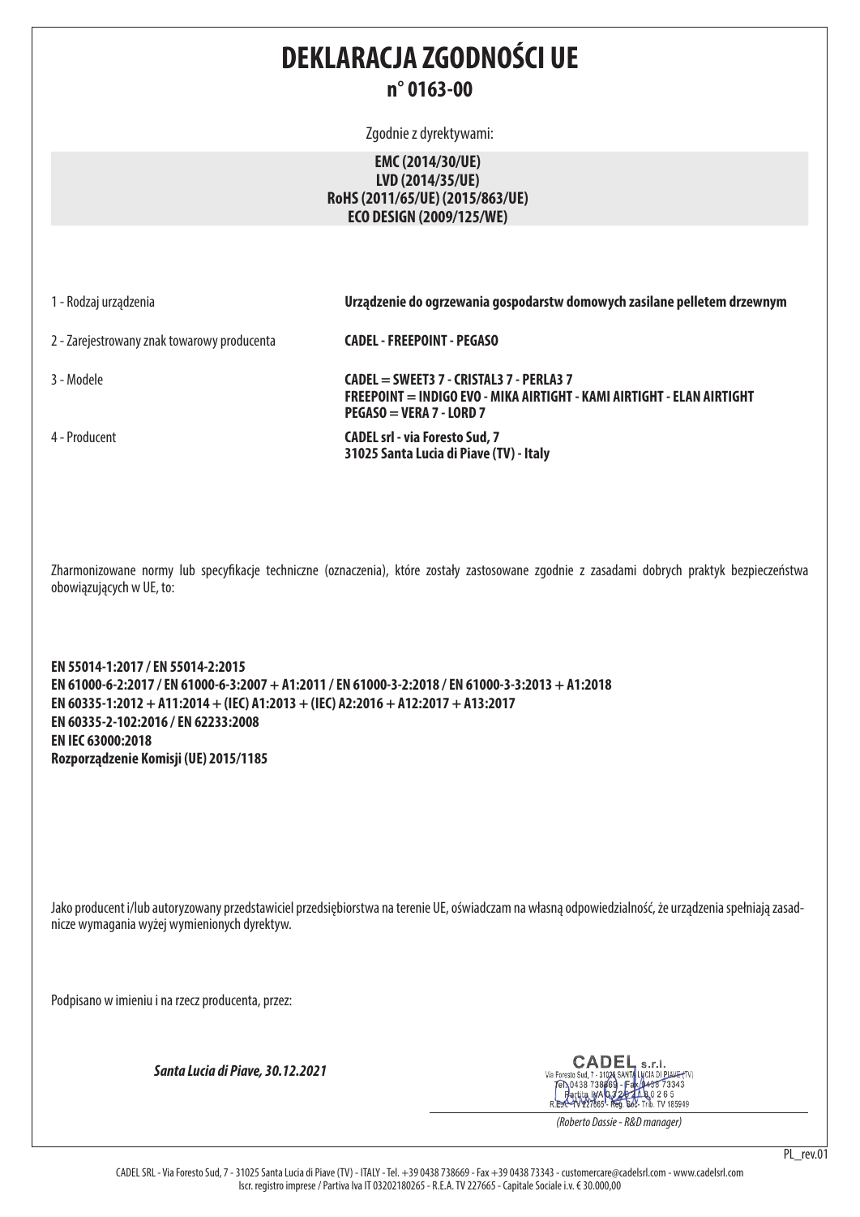# DEKLARACJA ZGODNOŚCI UE

## n° 0163-00

Zgodnie z dyrektywami:

**EMC (2014/30/UE)**
**LVD (2014/35/UE)**
**RoHS (2011/65/UE) (2015/863/UE)**
**ECO DESIGN (2009/125/WE)**

| | |
|---|---|
| 1 - Rodzaj urządzenia | **Urządzenie do ogrzewania gospodarstw domowych zasilane pelletem drzewnym** |
| 2 - Zarejestrowany znak towarowy producenta | **CADEL - FREEPOINT - PEGASO** |
| 3 - Modele | **CADEL = SWEET3 7 - CRISTAL3 7 - PERLA3 7**<br>**FREEPOINT = INDIGO EVO - MIKA AIRTIGHT - KAMI AIRTIGHT - ELAN AIRTIGHT**<br>**PEGASO = VERA 7 - LORD 7** |
| 4 - Producent | **CADEL srl - via Foresto Sud, 7**<br>**31025 Santa Lucia di Piave (TV) - Italy** |

Zharmonizowane normy lub specyfikacje techniczne (oznaczenia), które zostały zastosowane zgodnie z zasadami dobrych praktyk bezpieczeństwa obowiązujących w UE, to:

**EN 55014-1:2017 / EN 55014-2:2015**
**EN 61000-6-2:2017 / EN 61000-6-3:2007 + A1:2011 / EN 61000-3-2:2018 / EN 61000-3-3:2013 + A1:2018**
**EN 60335-1:2012 + A11:2014 + (IEC) A1:2013 + (IEC) A2:2016 + A12:2017 + A13:2017**
**EN 60335-2-102:2016 / EN 62233:2008**
**EN IEC 63000:2018**
**Rozporządzenie Komisji (UE) 2015/1185**

Jako producent i/lub autoryzowany przedstawiciel przedsiębiorstwa na terenie UE, oświadczam na własną odpowiedzialność, że urządzenia spełniają zasadnicze wymagania wyżej wymienionych dyrektyw.

Podpisano w imieniu i na rzecz producenta, przez:

***Santa Lucia di Piave, 30.12.2021***

CADEL s.r.l.
Via Foresto Sud, 7 - 31025 SANTA LUCIA DI PIAVE (TV)
Tel. 0438 738669 - Fax 0438 73343
Partita IVA 03202180265
R.E.A. TV 227665 - Reg. Soc. Trib. TV 185949

*(Roberto Dassie - R&D manager)*

PL_rev.01

CADEL SRL - Via Foresto Sud, 7 - 31025 Santa Lucia di Piave (TV) - ITALY - Tel. +39 0438 738669 - Fax +39 0438 73343 - customercare@cadelsrl.com - www.cadelsrl.com
Iscr. registro imprese / Partiva Iva IT 03202180265 - R.E.A. TV 227665 - Capitale Sociale i.v. € 30.000,00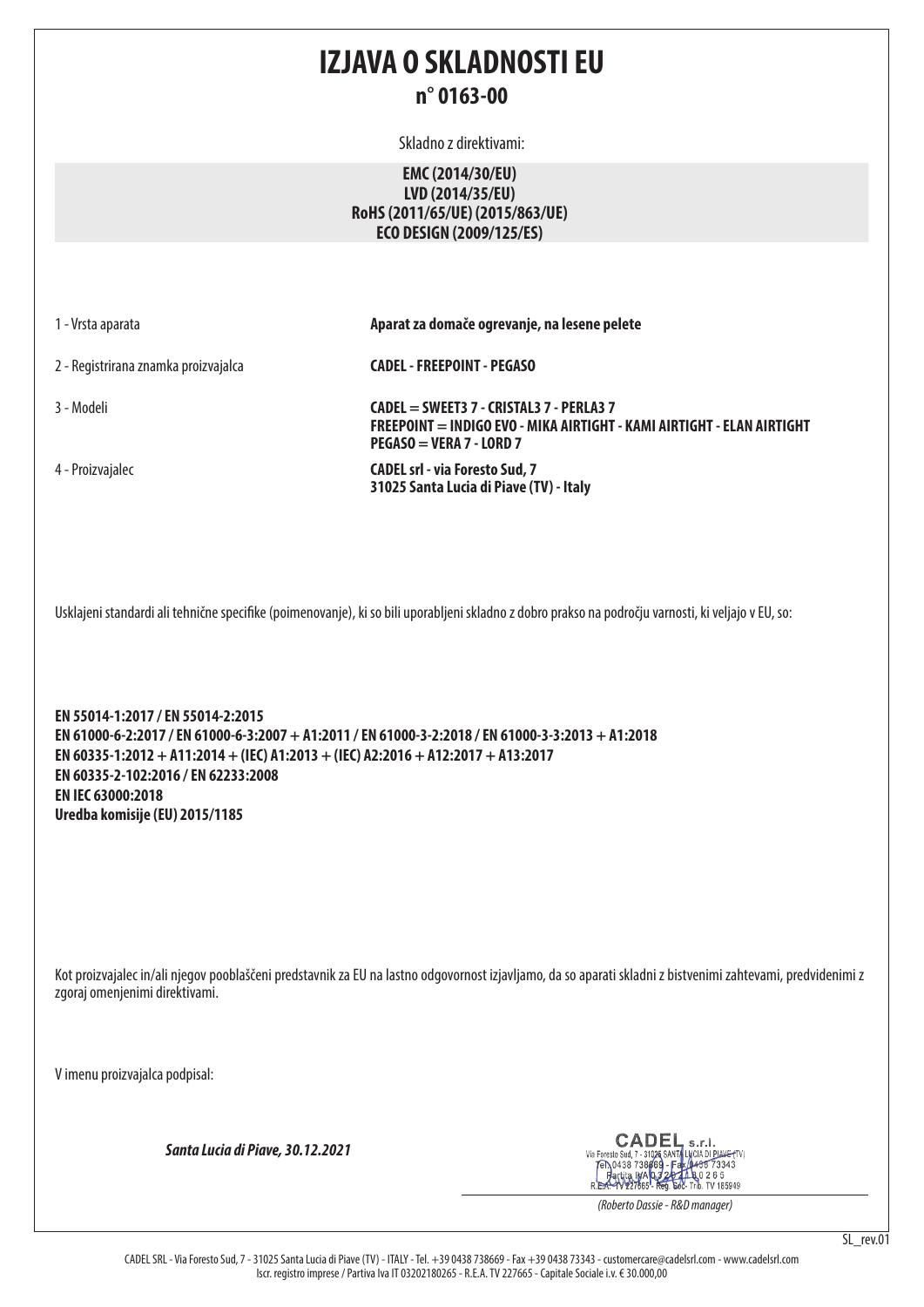# IZJAVA O SKLADNOSTI EU

## n° 0163-00

Skladno z direktivami:

**EMC (2014/30/EU)**
**LVD (2014/35/EU)**
**RoHS (2011/65/UE) (2015/863/UE)**
**ECO DESIGN (2009/125/ES)**

| | |
|---|---|
| 1 - Vrsta aparata | **Aparat za domače ogrevanje, na lesene pelete** |
| 2 - Registrirana znamka proizvajalca | **CADEL - FREEPOINT - PEGASO** |
| 3 - Modeli | **CADEL = SWEET3 7 - CRISTAL3 7 - PERLA3 7**<br>**FREEPOINT = INDIGO EVO - MIKA AIRTIGHT - KAMI AIRTIGHT - ELAN AIRTIGHT**<br>**PEGASO = VERA 7 - LORD 7** |
| 4 - Proizvajalec | **CADEL srl - via Foresto Sud, 7**<br>**31025 Santa Lucia di Piave (TV) - Italy** |

Usklajeni standardi ali tehnične specifike (poimenovanje), ki so bili uporabljeni skladno z dobro prakso na področju varnosti, ki veljajo v EU, so:

**EN 55014-1:2017 / EN 55014-2:2015**
**EN 61000-6-2:2017 / EN 61000-6-3:2007 + A1:2011 / EN 61000-3-2:2018 / EN 61000-3-3:2013 + A1:2018**
**EN 60335-1:2012 + A11:2014 + (IEC) A1:2013 + (IEC) A2:2016 + A12:2017 + A13:2017**
**EN 60335-2-102:2016 / EN 62233:2008**
**EN IEC 63000:2018**
**Uredba komisije (EU) 2015/1185**

Kot proizvajalec in/ali njegov pooblaščeni predstavnik za EU na lastno odgovornost izjavljamo, da so aparati skladni z bistvenimi zahtevami, predvidenimi z zgoraj omenjenimi direktivami.

V imenu proizvajalca podpisal:

***Santa Lucia di Piave, 30.12.2021***

CADEL s.r.l.
Via Foresto Sud, 7 - 31025 SANTA LUCIA DI PIAVE (TV)
Tel. 0438 738669 - Fax 0438 73343
Partita IVA 03202180265
R.E.A. TV 227665 - Reg. Soc. Trib. TV 185949

*(Roberto Dassie - R&D manager)*

SL_rev.01

CADEL SRL - Via Foresto Sud, 7 - 31025 Santa Lucia di Piave (TV) - ITALY - Tel. +39 0438 738669 - Fax +39 0438 73343 - customercare@cadelsrl.com - www.cadelsrl.com
Iscr. registro imprese / Partiva Iva IT 03202180265 - R.E.A. TV 227665 - Capitale Sociale i.v. € 30.000,00